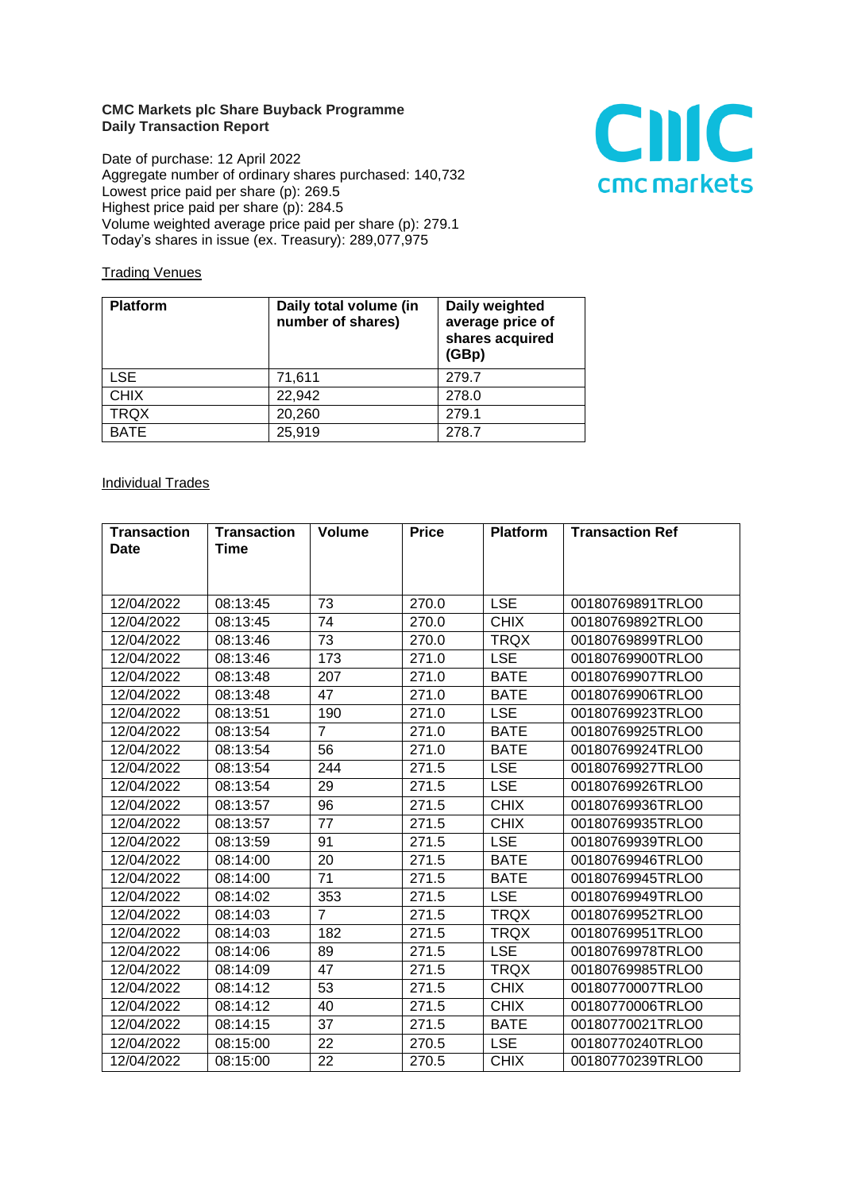**CMC Markets plc Share Buyback Programme**
**Daily Transaction Report**

Date of purchase: 12 April 2022
Aggregate number of ordinary shares purchased: 140,732
Lowest price paid per share (p): 269.5
Highest price paid per share (p): 284.5
Volume weighted average price paid per share (p): 279.1
Today's shares in issue (ex. Treasury): 289,077,975

Trading Venues

| Platform | Daily total volume (in number of shares) | Daily weighted average price of shares acquired (GBp) |
|---|---|---|
| LSE | 71,611 | 279.7 |
| CHIX | 22,942 | 278.0 |
| TRQX | 20,260 | 279.1 |
| BATE | 25,919 | 278.7 |

Individual Trades

| Transaction Date | Transaction Time | Volume | Price | Platform | Transaction Ref |
|---|---|---|---|---|---|
| 12/04/2022 | 08:13:45 | 73 | 270.0 | LSE | 00180769891TRLO0 |
| 12/04/2022 | 08:13:45 | 74 | 270.0 | CHIX | 00180769892TRLO0 |
| 12/04/2022 | 08:13:46 | 73 | 270.0 | TRQX | 00180769899TRLO0 |
| 12/04/2022 | 08:13:46 | 173 | 271.0 | LSE | 00180769900TRLO0 |
| 12/04/2022 | 08:13:48 | 207 | 271.0 | BATE | 00180769907TRLO0 |
| 12/04/2022 | 08:13:48 | 47 | 271.0 | BATE | 00180769906TRLO0 |
| 12/04/2022 | 08:13:51 | 190 | 271.0 | LSE | 00180769923TRLO0 |
| 12/04/2022 | 08:13:54 | 7 | 271.0 | BATE | 00180769925TRLO0 |
| 12/04/2022 | 08:13:54 | 56 | 271.0 | BATE | 00180769924TRLO0 |
| 12/04/2022 | 08:13:54 | 244 | 271.5 | LSE | 00180769927TRLO0 |
| 12/04/2022 | 08:13:54 | 29 | 271.5 | LSE | 00180769926TRLO0 |
| 12/04/2022 | 08:13:57 | 96 | 271.5 | CHIX | 00180769936TRLO0 |
| 12/04/2022 | 08:13:57 | 77 | 271.5 | CHIX | 00180769935TRLO0 |
| 12/04/2022 | 08:13:59 | 91 | 271.5 | LSE | 00180769939TRLO0 |
| 12/04/2022 | 08:14:00 | 20 | 271.5 | BATE | 00180769946TRLO0 |
| 12/04/2022 | 08:14:00 | 71 | 271.5 | BATE | 00180769945TRLO0 |
| 12/04/2022 | 08:14:02 | 353 | 271.5 | LSE | 00180769949TRLO0 |
| 12/04/2022 | 08:14:03 | 7 | 271.5 | TRQX | 00180769952TRLO0 |
| 12/04/2022 | 08:14:03 | 182 | 271.5 | TRQX | 00180769951TRLO0 |
| 12/04/2022 | 08:14:06 | 89 | 271.5 | LSE | 00180769978TRLO0 |
| 12/04/2022 | 08:14:09 | 47 | 271.5 | TRQX | 00180769985TRLO0 |
| 12/04/2022 | 08:14:12 | 53 | 271.5 | CHIX | 00180770007TRLO0 |
| 12/04/2022 | 08:14:12 | 40 | 271.5 | CHIX | 00180770006TRLO0 |
| 12/04/2022 | 08:14:15 | 37 | 271.5 | BATE | 00180770021TRLO0 |
| 12/04/2022 | 08:15:00 | 22 | 270.5 | LSE | 00180770240TRLO0 |
| 12/04/2022 | 08:15:00 | 22 | 270.5 | CHIX | 00180770239TRLO0 |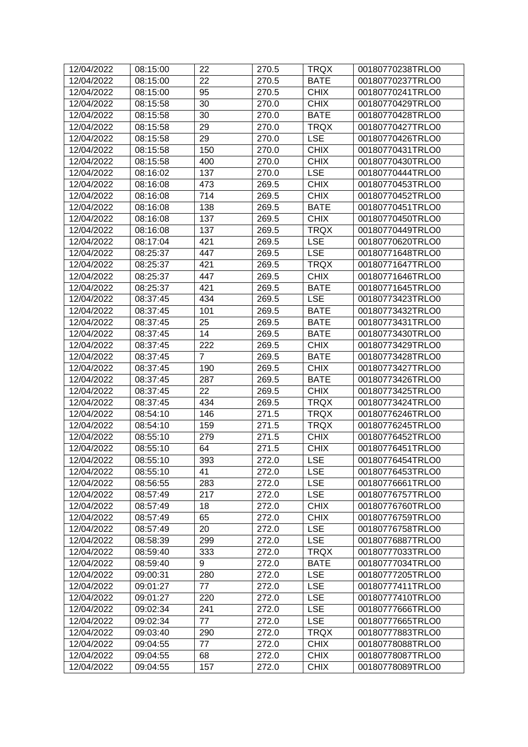| 12/04/2022 | 08:15:00 | 22 | 270.5 | TRQX | 00180770238TRLO0 |
|---|---|---|---|---|---|
| 12/04/2022 | 08:15:00 | 22 | 270.5 | BATE | 00180770237TRLO0 |
| 12/04/2022 | 08:15:00 | 95 | 270.5 | CHIX | 00180770241TRLO0 |
| 12/04/2022 | 08:15:58 | 30 | 270.0 | CHIX | 00180770429TRLO0 |
| 12/04/2022 | 08:15:58 | 30 | 270.0 | BATE | 00180770428TRLO0 |
| 12/04/2022 | 08:15:58 | 29 | 270.0 | TRQX | 00180770427TRLO0 |
| 12/04/2022 | 08:15:58 | 29 | 270.0 | LSE | 00180770426TRLO0 |
| 12/04/2022 | 08:15:58 | 150 | 270.0 | CHIX | 00180770431TRLO0 |
| 12/04/2022 | 08:15:58 | 400 | 270.0 | CHIX | 00180770430TRLO0 |
| 12/04/2022 | 08:16:02 | 137 | 270.0 | LSE | 00180770444TRLO0 |
| 12/04/2022 | 08:16:08 | 473 | 269.5 | CHIX | 00180770453TRLO0 |
| 12/04/2022 | 08:16:08 | 714 | 269.5 | CHIX | 00180770452TRLO0 |
| 12/04/2022 | 08:16:08 | 138 | 269.5 | BATE | 00180770451TRLO0 |
| 12/04/2022 | 08:16:08 | 137 | 269.5 | CHIX | 00180770450TRLO0 |
| 12/04/2022 | 08:16:08 | 137 | 269.5 | TRQX | 00180770449TRLO0 |
| 12/04/2022 | 08:17:04 | 421 | 269.5 | LSE | 00180770620TRLO0 |
| 12/04/2022 | 08:25:37 | 447 | 269.5 | LSE | 00180771648TRLO0 |
| 12/04/2022 | 08:25:37 | 421 | 269.5 | TRQX | 00180771647TRLO0 |
| 12/04/2022 | 08:25:37 | 447 | 269.5 | CHIX | 00180771646TRLO0 |
| 12/04/2022 | 08:25:37 | 421 | 269.5 | BATE | 00180771645TRLO0 |
| 12/04/2022 | 08:37:45 | 434 | 269.5 | LSE | 00180773423TRLO0 |
| 12/04/2022 | 08:37:45 | 101 | 269.5 | BATE | 00180773432TRLO0 |
| 12/04/2022 | 08:37:45 | 25 | 269.5 | BATE | 00180773431TRLO0 |
| 12/04/2022 | 08:37:45 | 14 | 269.5 | BATE | 00180773430TRLO0 |
| 12/04/2022 | 08:37:45 | 222 | 269.5 | CHIX | 00180773429TRLO0 |
| 12/04/2022 | 08:37:45 | 7 | 269.5 | BATE | 00180773428TRLO0 |
| 12/04/2022 | 08:37:45 | 190 | 269.5 | CHIX | 00180773427TRLO0 |
| 12/04/2022 | 08:37:45 | 287 | 269.5 | BATE | 00180773426TRLO0 |
| 12/04/2022 | 08:37:45 | 22 | 269.5 | CHIX | 00180773425TRLO0 |
| 12/04/2022 | 08:37:45 | 434 | 269.5 | TRQX | 00180773424TRLO0 |
| 12/04/2022 | 08:54:10 | 146 | 271.5 | TRQX | 00180776246TRLO0 |
| 12/04/2022 | 08:54:10 | 159 | 271.5 | TRQX | 00180776245TRLO0 |
| 12/04/2022 | 08:55:10 | 279 | 271.5 | CHIX | 00180776452TRLO0 |
| 12/04/2022 | 08:55:10 | 64 | 271.5 | CHIX | 00180776451TRLO0 |
| 12/04/2022 | 08:55:10 | 393 | 272.0 | LSE | 00180776454TRLO0 |
| 12/04/2022 | 08:55:10 | 41 | 272.0 | LSE | 00180776453TRLO0 |
| 12/04/2022 | 08:56:55 | 283 | 272.0 | LSE | 00180776661TRLO0 |
| 12/04/2022 | 08:57:49 | 217 | 272.0 | LSE | 00180776757TRLO0 |
| 12/04/2022 | 08:57:49 | 18 | 272.0 | CHIX | 00180776760TRLO0 |
| 12/04/2022 | 08:57:49 | 65 | 272.0 | CHIX | 00180776759TRLO0 |
| 12/04/2022 | 08:57:49 | 20 | 272.0 | LSE | 00180776758TRLO0 |
| 12/04/2022 | 08:58:39 | 299 | 272.0 | LSE | 00180776887TRLO0 |
| 12/04/2022 | 08:59:40 | 333 | 272.0 | TRQX | 00180777033TRLO0 |
| 12/04/2022 | 08:59:40 | 9 | 272.0 | BATE | 00180777034TRLO0 |
| 12/04/2022 | 09:00:31 | 280 | 272.0 | LSE | 00180777205TRLO0 |
| 12/04/2022 | 09:01:27 | 77 | 272.0 | LSE | 00180777411TRLO0 |
| 12/04/2022 | 09:01:27 | 220 | 272.0 | LSE | 00180777410TRLO0 |
| 12/04/2022 | 09:02:34 | 241 | 272.0 | LSE | 00180777666TRLO0 |
| 12/04/2022 | 09:02:34 | 77 | 272.0 | LSE | 00180777665TRLO0 |
| 12/04/2022 | 09:03:40 | 290 | 272.0 | TRQX | 00180777883TRLO0 |
| 12/04/2022 | 09:04:55 | 77 | 272.0 | CHIX | 00180778088TRLO0 |
| 12/04/2022 | 09:04:55 | 68 | 272.0 | CHIX | 00180778087TRLO0 |
| 12/04/2022 | 09:04:55 | 157 | 272.0 | CHIX | 00180778089TRLO0 |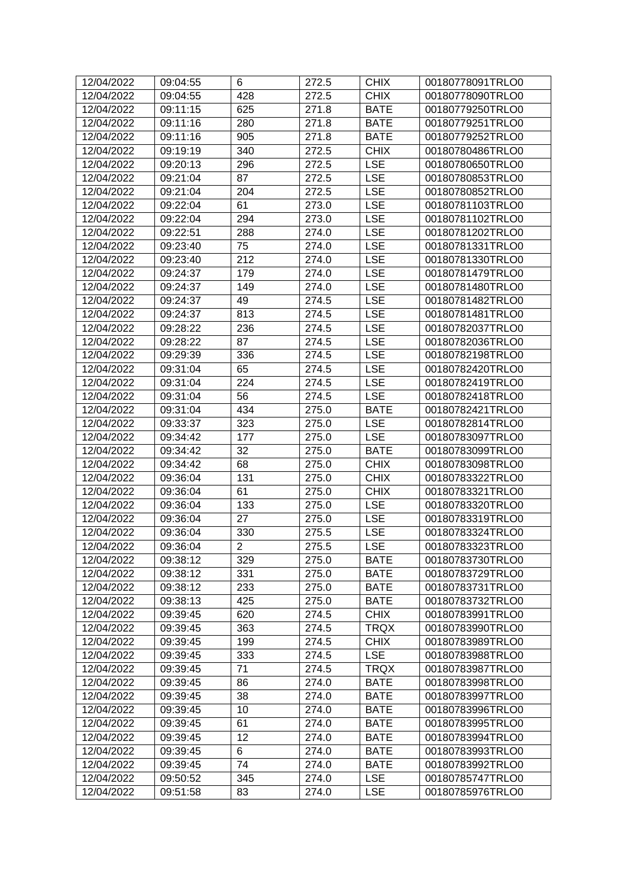| 12/04/2022 | 09:04:55 | 6 | 272.5 | CHIX | 00180778091TRLO0 |
|---|---|---|---|---|---|
| 12/04/2022 | 09:04:55 | 428 | 272.5 | CHIX | 00180778090TRLO0 |
| 12/04/2022 | 09:11:15 | 625 | 271.8 | BATE | 00180779250TRLO0 |
| 12/04/2022 | 09:11:16 | 280 | 271.8 | BATE | 00180779251TRLO0 |
| 12/04/2022 | 09:11:16 | 905 | 271.8 | BATE | 00180779252TRLO0 |
| 12/04/2022 | 09:19:19 | 340 | 272.5 | CHIX | 00180780486TRLO0 |
| 12/04/2022 | 09:20:13 | 296 | 272.5 | LSE | 00180780650TRLO0 |
| 12/04/2022 | 09:21:04 | 87 | 272.5 | LSE | 00180780853TRLO0 |
| 12/04/2022 | 09:21:04 | 204 | 272.5 | LSE | 00180780852TRLO0 |
| 12/04/2022 | 09:22:04 | 61 | 273.0 | LSE | 00180781103TRLO0 |
| 12/04/2022 | 09:22:04 | 294 | 273.0 | LSE | 00180781102TRLO0 |
| 12/04/2022 | 09:22:51 | 288 | 274.0 | LSE | 00180781202TRLO0 |
| 12/04/2022 | 09:23:40 | 75 | 274.0 | LSE | 00180781331TRLO0 |
| 12/04/2022 | 09:23:40 | 212 | 274.0 | LSE | 00180781330TRLO0 |
| 12/04/2022 | 09:24:37 | 179 | 274.0 | LSE | 00180781479TRLO0 |
| 12/04/2022 | 09:24:37 | 149 | 274.0 | LSE | 00180781480TRLO0 |
| 12/04/2022 | 09:24:37 | 49 | 274.5 | LSE | 00180781482TRLO0 |
| 12/04/2022 | 09:24:37 | 813 | 274.5 | LSE | 00180781481TRLO0 |
| 12/04/2022 | 09:28:22 | 236 | 274.5 | LSE | 00180782037TRLO0 |
| 12/04/2022 | 09:28:22 | 87 | 274.5 | LSE | 00180782036TRLO0 |
| 12/04/2022 | 09:29:39 | 336 | 274.5 | LSE | 00180782198TRLO0 |
| 12/04/2022 | 09:31:04 | 65 | 274.5 | LSE | 00180782420TRLO0 |
| 12/04/2022 | 09:31:04 | 224 | 274.5 | LSE | 00180782419TRLO0 |
| 12/04/2022 | 09:31:04 | 56 | 274.5 | LSE | 00180782418TRLO0 |
| 12/04/2022 | 09:31:04 | 434 | 275.0 | BATE | 00180782421TRLO0 |
| 12/04/2022 | 09:33:37 | 323 | 275.0 | LSE | 00180782814TRLO0 |
| 12/04/2022 | 09:34:42 | 177 | 275.0 | LSE | 00180783097TRLO0 |
| 12/04/2022 | 09:34:42 | 32 | 275.0 | BATE | 00180783099TRLO0 |
| 12/04/2022 | 09:34:42 | 68 | 275.0 | CHIX | 00180783098TRLO0 |
| 12/04/2022 | 09:36:04 | 131 | 275.0 | CHIX | 00180783322TRLO0 |
| 12/04/2022 | 09:36:04 | 61 | 275.0 | CHIX | 00180783321TRLO0 |
| 12/04/2022 | 09:36:04 | 133 | 275.0 | LSE | 00180783320TRLO0 |
| 12/04/2022 | 09:36:04 | 27 | 275.0 | LSE | 00180783319TRLO0 |
| 12/04/2022 | 09:36:04 | 330 | 275.5 | LSE | 00180783324TRLO0 |
| 12/04/2022 | 09:36:04 | 2 | 275.5 | LSE | 00180783323TRLO0 |
| 12/04/2022 | 09:38:12 | 329 | 275.0 | BATE | 00180783730TRLO0 |
| 12/04/2022 | 09:38:12 | 331 | 275.0 | BATE | 00180783729TRLO0 |
| 12/04/2022 | 09:38:12 | 233 | 275.0 | BATE | 00180783731TRLO0 |
| 12/04/2022 | 09:38:13 | 425 | 275.0 | BATE | 00180783732TRLO0 |
| 12/04/2022 | 09:39:45 | 620 | 274.5 | CHIX | 00180783991TRLO0 |
| 12/04/2022 | 09:39:45 | 363 | 274.5 | TRQX | 00180783990TRLO0 |
| 12/04/2022 | 09:39:45 | 199 | 274.5 | CHIX | 00180783989TRLO0 |
| 12/04/2022 | 09:39:45 | 333 | 274.5 | LSE | 00180783988TRLO0 |
| 12/04/2022 | 09:39:45 | 71 | 274.5 | TRQX | 00180783987TRLO0 |
| 12/04/2022 | 09:39:45 | 86 | 274.0 | BATE | 00180783998TRLO0 |
| 12/04/2022 | 09:39:45 | 38 | 274.0 | BATE | 00180783997TRLO0 |
| 12/04/2022 | 09:39:45 | 10 | 274.0 | BATE | 00180783996TRLO0 |
| 12/04/2022 | 09:39:45 | 61 | 274.0 | BATE | 00180783995TRLO0 |
| 12/04/2022 | 09:39:45 | 12 | 274.0 | BATE | 00180783994TRLO0 |
| 12/04/2022 | 09:39:45 | 6 | 274.0 | BATE | 00180783993TRLO0 |
| 12/04/2022 | 09:39:45 | 74 | 274.0 | BATE | 00180783992TRLO0 |
| 12/04/2022 | 09:50:52 | 345 | 274.0 | LSE | 00180785747TRLO0 |
| 12/04/2022 | 09:51:58 | 83 | 274.0 | LSE | 00180785976TRLO0 |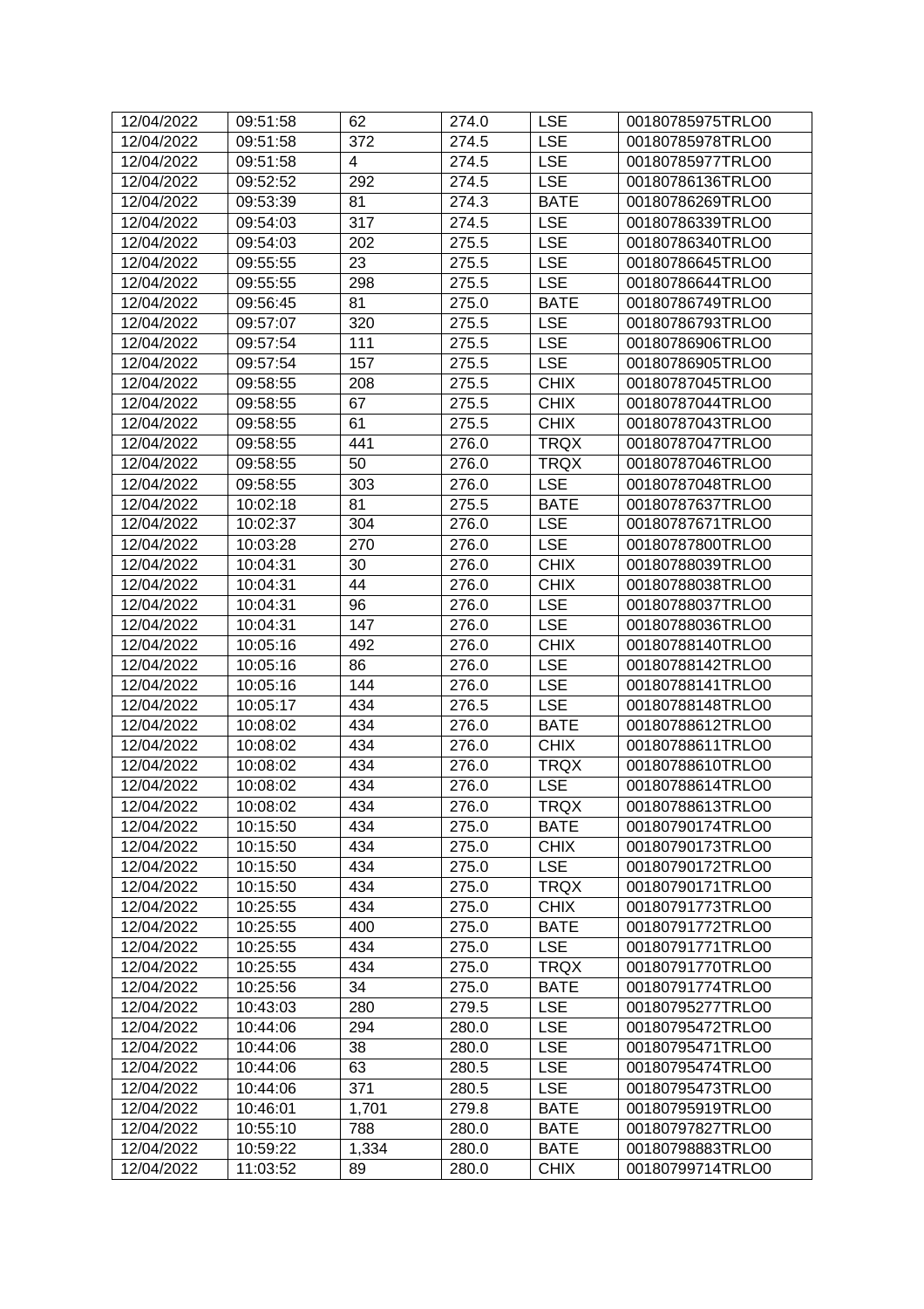| 12/04/2022 | 09:51:58 | 62 | 274.0 | LSE | 00180785975TRLO0 |
|---|---|---|---|---|---|
| 12/04/2022 | 09:51:58 | 372 | 274.5 | LSE | 00180785978TRLO0 |
| 12/04/2022 | 09:51:58 | 4 | 274.5 | LSE | 00180785977TRLO0 |
| 12/04/2022 | 09:52:52 | 292 | 274.5 | LSE | 00180786136TRLO0 |
| 12/04/2022 | 09:53:39 | 81 | 274.3 | BATE | 00180786269TRLO0 |
| 12/04/2022 | 09:54:03 | 317 | 274.5 | LSE | 00180786339TRLO0 |
| 12/04/2022 | 09:54:03 | 202 | 275.5 | LSE | 00180786340TRLO0 |
| 12/04/2022 | 09:55:55 | 23 | 275.5 | LSE | 00180786645TRLO0 |
| 12/04/2022 | 09:55:55 | 298 | 275.5 | LSE | 00180786644TRLO0 |
| 12/04/2022 | 09:56:45 | 81 | 275.0 | BATE | 00180786749TRLO0 |
| 12/04/2022 | 09:57:07 | 320 | 275.5 | LSE | 00180786793TRLO0 |
| 12/04/2022 | 09:57:54 | 111 | 275.5 | LSE | 00180786906TRLO0 |
| 12/04/2022 | 09:57:54 | 157 | 275.5 | LSE | 00180786905TRLO0 |
| 12/04/2022 | 09:58:55 | 208 | 275.5 | CHIX | 00180787045TRLO0 |
| 12/04/2022 | 09:58:55 | 67 | 275.5 | CHIX | 00180787044TRLO0 |
| 12/04/2022 | 09:58:55 | 61 | 275.5 | CHIX | 00180787043TRLO0 |
| 12/04/2022 | 09:58:55 | 441 | 276.0 | TRQX | 00180787047TRLO0 |
| 12/04/2022 | 09:58:55 | 50 | 276.0 | TRQX | 00180787046TRLO0 |
| 12/04/2022 | 09:58:55 | 303 | 276.0 | LSE | 00180787048TRLO0 |
| 12/04/2022 | 10:02:18 | 81 | 275.5 | BATE | 00180787637TRLO0 |
| 12/04/2022 | 10:02:37 | 304 | 276.0 | LSE | 00180787671TRLO0 |
| 12/04/2022 | 10:03:28 | 270 | 276.0 | LSE | 00180787800TRLO0 |
| 12/04/2022 | 10:04:31 | 30 | 276.0 | CHIX | 00180788039TRLO0 |
| 12/04/2022 | 10:04:31 | 44 | 276.0 | CHIX | 00180788038TRLO0 |
| 12/04/2022 | 10:04:31 | 96 | 276.0 | LSE | 00180788037TRLO0 |
| 12/04/2022 | 10:04:31 | 147 | 276.0 | LSE | 00180788036TRLO0 |
| 12/04/2022 | 10:05:16 | 492 | 276.0 | CHIX | 00180788140TRLO0 |
| 12/04/2022 | 10:05:16 | 86 | 276.0 | LSE | 00180788142TRLO0 |
| 12/04/2022 | 10:05:16 | 144 | 276.0 | LSE | 00180788141TRLO0 |
| 12/04/2022 | 10:05:17 | 434 | 276.5 | LSE | 00180788148TRLO0 |
| 12/04/2022 | 10:08:02 | 434 | 276.0 | BATE | 00180788612TRLO0 |
| 12/04/2022 | 10:08:02 | 434 | 276.0 | CHIX | 00180788611TRLO0 |
| 12/04/2022 | 10:08:02 | 434 | 276.0 | TRQX | 00180788610TRLO0 |
| 12/04/2022 | 10:08:02 | 434 | 276.0 | LSE | 00180788614TRLO0 |
| 12/04/2022 | 10:08:02 | 434 | 276.0 | TRQX | 00180788613TRLO0 |
| 12/04/2022 | 10:15:50 | 434 | 275.0 | BATE | 00180790174TRLO0 |
| 12/04/2022 | 10:15:50 | 434 | 275.0 | CHIX | 00180790173TRLO0 |
| 12/04/2022 | 10:15:50 | 434 | 275.0 | LSE | 00180790172TRLO0 |
| 12/04/2022 | 10:15:50 | 434 | 275.0 | TRQX | 00180790171TRLO0 |
| 12/04/2022 | 10:25:55 | 434 | 275.0 | CHIX | 00180791773TRLO0 |
| 12/04/2022 | 10:25:55 | 400 | 275.0 | BATE | 00180791772TRLO0 |
| 12/04/2022 | 10:25:55 | 434 | 275.0 | LSE | 00180791771TRLO0 |
| 12/04/2022 | 10:25:55 | 434 | 275.0 | TRQX | 00180791770TRLO0 |
| 12/04/2022 | 10:25:56 | 34 | 275.0 | BATE | 00180791774TRLO0 |
| 12/04/2022 | 10:43:03 | 280 | 279.5 | LSE | 00180795277TRLO0 |
| 12/04/2022 | 10:44:06 | 294 | 280.0 | LSE | 00180795472TRLO0 |
| 12/04/2022 | 10:44:06 | 38 | 280.0 | LSE | 00180795471TRLO0 |
| 12/04/2022 | 10:44:06 | 63 | 280.5 | LSE | 00180795474TRLO0 |
| 12/04/2022 | 10:44:06 | 371 | 280.5 | LSE | 00180795473TRLO0 |
| 12/04/2022 | 10:46:01 | 1,701 | 279.8 | BATE | 00180795919TRLO0 |
| 12/04/2022 | 10:55:10 | 788 | 280.0 | BATE | 00180797827TRLO0 |
| 12/04/2022 | 10:59:22 | 1,334 | 280.0 | BATE | 00180798883TRLO0 |
| 12/04/2022 | 11:03:52 | 89 | 280.0 | CHIX | 00180799714TRLO0 |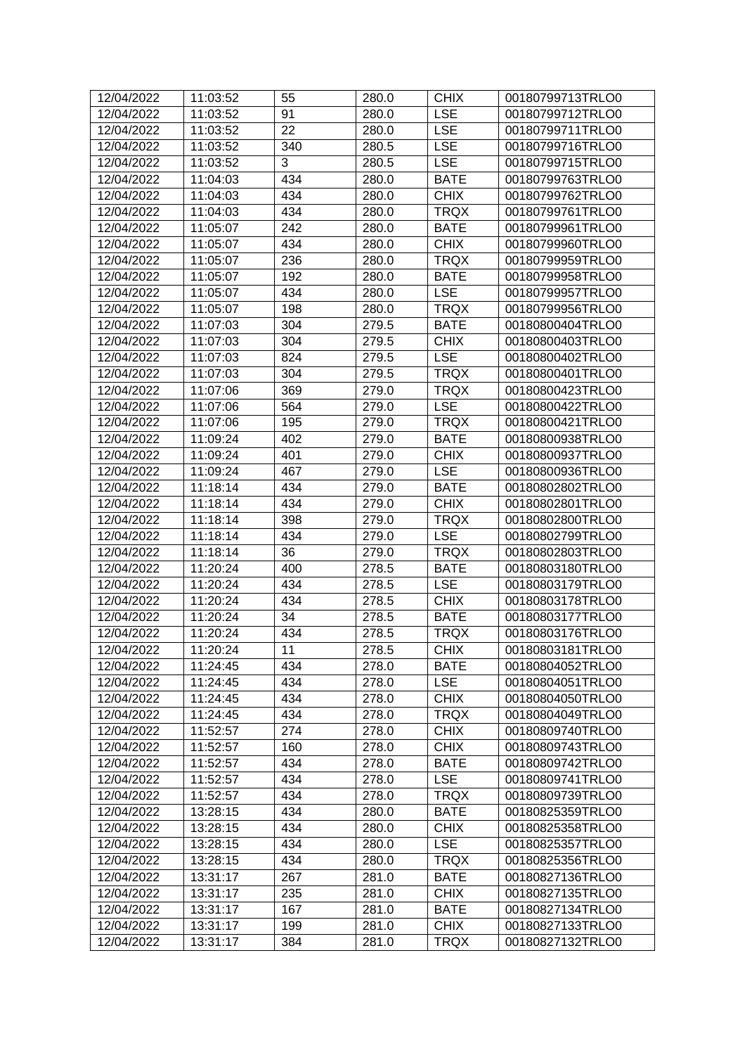| 12/04/2022 | 11:03:52 | 55 | 280.0 | CHIX | 00180799713TRLO0 |
|---|---|---|---|---|---|
| 12/04/2022 | 11:03:52 | 91 | 280.0 | LSE | 00180799712TRLO0 |
| 12/04/2022 | 11:03:52 | 22 | 280.0 | LSE | 00180799711TRLO0 |
| 12/04/2022 | 11:03:52 | 340 | 280.5 | LSE | 00180799716TRLO0 |
| 12/04/2022 | 11:03:52 | 3 | 280.5 | LSE | 00180799715TRLO0 |
| 12/04/2022 | 11:04:03 | 434 | 280.0 | BATE | 00180799763TRLO0 |
| 12/04/2022 | 11:04:03 | 434 | 280.0 | CHIX | 00180799762TRLO0 |
| 12/04/2022 | 11:04:03 | 434 | 280.0 | TRQX | 00180799761TRLO0 |
| 12/04/2022 | 11:05:07 | 242 | 280.0 | BATE | 00180799961TRLO0 |
| 12/04/2022 | 11:05:07 | 434 | 280.0 | CHIX | 00180799960TRLO0 |
| 12/04/2022 | 11:05:07 | 236 | 280.0 | TRQX | 00180799959TRLO0 |
| 12/04/2022 | 11:05:07 | 192 | 280.0 | BATE | 00180799958TRLO0 |
| 12/04/2022 | 11:05:07 | 434 | 280.0 | LSE | 00180799957TRLO0 |
| 12/04/2022 | 11:05:07 | 198 | 280.0 | TRQX | 00180799956TRLO0 |
| 12/04/2022 | 11:07:03 | 304 | 279.5 | BATE | 00180800404TRLO0 |
| 12/04/2022 | 11:07:03 | 304 | 279.5 | CHIX | 00180800403TRLO0 |
| 12/04/2022 | 11:07:03 | 824 | 279.5 | LSE | 00180800402TRLO0 |
| 12/04/2022 | 11:07:03 | 304 | 279.5 | TRQX | 00180800401TRLO0 |
| 12/04/2022 | 11:07:06 | 369 | 279.0 | TRQX | 00180800423TRLO0 |
| 12/04/2022 | 11:07:06 | 564 | 279.0 | LSE | 00180800422TRLO0 |
| 12/04/2022 | 11:07:06 | 195 | 279.0 | TRQX | 00180800421TRLO0 |
| 12/04/2022 | 11:09:24 | 402 | 279.0 | BATE | 00180800938TRLO0 |
| 12/04/2022 | 11:09:24 | 401 | 279.0 | CHIX | 00180800937TRLO0 |
| 12/04/2022 | 11:09:24 | 467 | 279.0 | LSE | 00180800936TRLO0 |
| 12/04/2022 | 11:18:14 | 434 | 279.0 | BATE | 00180802802TRLO0 |
| 12/04/2022 | 11:18:14 | 434 | 279.0 | CHIX | 00180802801TRLO0 |
| 12/04/2022 | 11:18:14 | 398 | 279.0 | TRQX | 00180802800TRLO0 |
| 12/04/2022 | 11:18:14 | 434 | 279.0 | LSE | 00180802799TRLO0 |
| 12/04/2022 | 11:18:14 | 36 | 279.0 | TRQX | 00180802803TRLO0 |
| 12/04/2022 | 11:20:24 | 400 | 278.5 | BATE | 00180803180TRLO0 |
| 12/04/2022 | 11:20:24 | 434 | 278.5 | LSE | 00180803179TRLO0 |
| 12/04/2022 | 11:20:24 | 434 | 278.5 | CHIX | 00180803178TRLO0 |
| 12/04/2022 | 11:20:24 | 34 | 278.5 | BATE | 00180803177TRLO0 |
| 12/04/2022 | 11:20:24 | 434 | 278.5 | TRQX | 00180803176TRLO0 |
| 12/04/2022 | 11:20:24 | 11 | 278.5 | CHIX | 00180803181TRLO0 |
| 12/04/2022 | 11:24:45 | 434 | 278.0 | BATE | 00180804052TRLO0 |
| 12/04/2022 | 11:24:45 | 434 | 278.0 | LSE | 00180804051TRLO0 |
| 12/04/2022 | 11:24:45 | 434 | 278.0 | CHIX | 00180804050TRLO0 |
| 12/04/2022 | 11:24:45 | 434 | 278.0 | TRQX | 00180804049TRLO0 |
| 12/04/2022 | 11:52:57 | 274 | 278.0 | CHIX | 00180809740TRLO0 |
| 12/04/2022 | 11:52:57 | 160 | 278.0 | CHIX | 00180809743TRLO0 |
| 12/04/2022 | 11:52:57 | 434 | 278.0 | BATE | 00180809742TRLO0 |
| 12/04/2022 | 11:52:57 | 434 | 278.0 | LSE | 00180809741TRLO0 |
| 12/04/2022 | 11:52:57 | 434 | 278.0 | TRQX | 00180809739TRLO0 |
| 12/04/2022 | 13:28:15 | 434 | 280.0 | BATE | 00180825359TRLO0 |
| 12/04/2022 | 13:28:15 | 434 | 280.0 | CHIX | 00180825358TRLO0 |
| 12/04/2022 | 13:28:15 | 434 | 280.0 | LSE | 00180825357TRLO0 |
| 12/04/2022 | 13:28:15 | 434 | 280.0 | TRQX | 00180825356TRLO0 |
| 12/04/2022 | 13:31:17 | 267 | 281.0 | BATE | 00180827136TRLO0 |
| 12/04/2022 | 13:31:17 | 235 | 281.0 | CHIX | 00180827135TRLO0 |
| 12/04/2022 | 13:31:17 | 167 | 281.0 | BATE | 00180827134TRLO0 |
| 12/04/2022 | 13:31:17 | 199 | 281.0 | CHIX | 00180827133TRLO0 |
| 12/04/2022 | 13:31:17 | 384 | 281.0 | TRQX | 00180827132TRLO0 |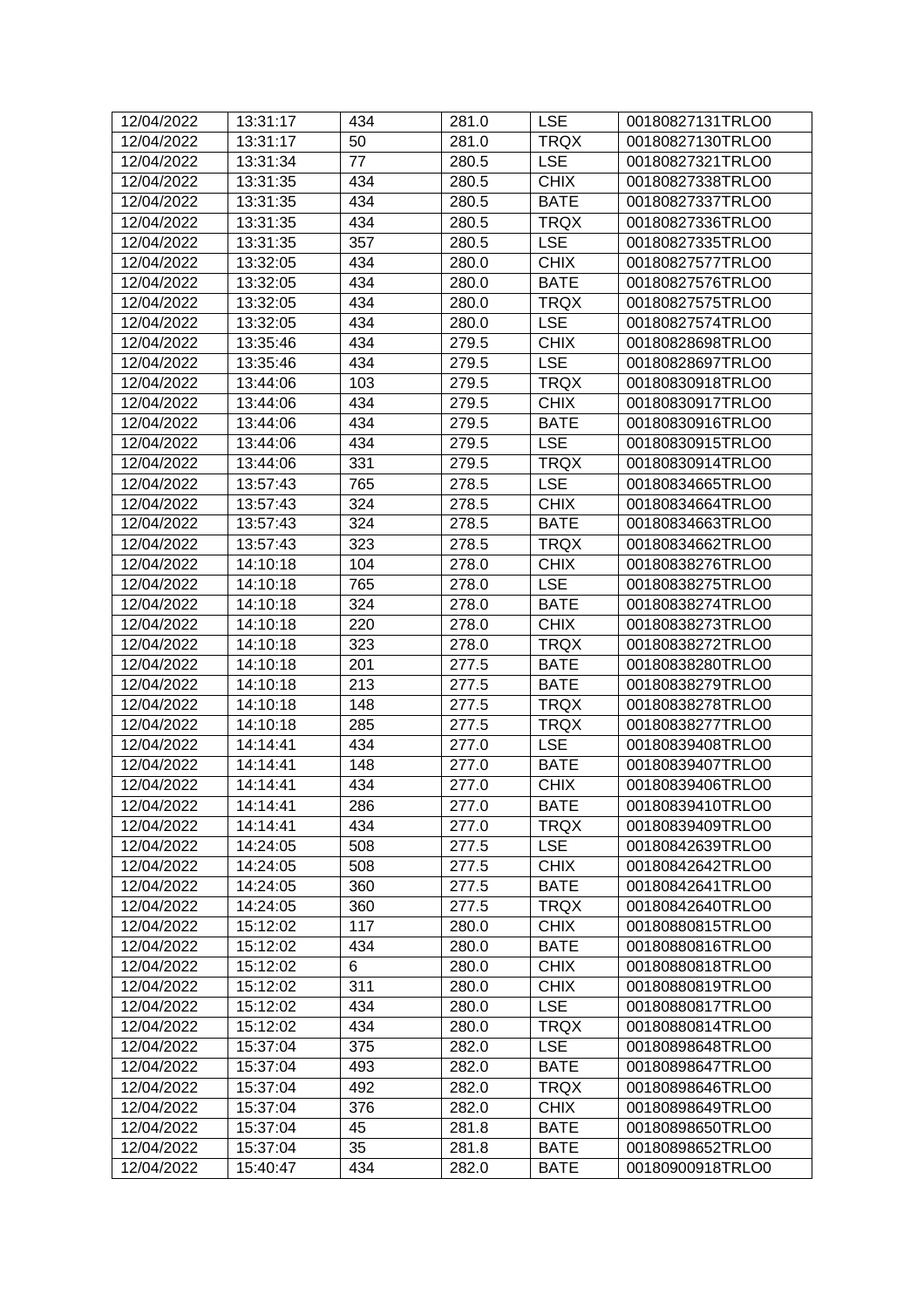| 12/04/2022 | 13:31:17 | 434 | 281.0 | LSE | 00180827131TRLO0 |
|---|---|---|---|---|---|
| 12/04/2022 | 13:31:17 | 50 | 281.0 | TRQX | 00180827130TRLO0 |
| 12/04/2022 | 13:31:34 | 77 | 280.5 | LSE | 00180827321TRLO0 |
| 12/04/2022 | 13:31:35 | 434 | 280.5 | CHIX | 00180827338TRLO0 |
| 12/04/2022 | 13:31:35 | 434 | 280.5 | BATE | 00180827337TRLO0 |
| 12/04/2022 | 13:31:35 | 434 | 280.5 | TRQX | 00180827336TRLO0 |
| 12/04/2022 | 13:31:35 | 357 | 280.5 | LSE | 00180827335TRLO0 |
| 12/04/2022 | 13:32:05 | 434 | 280.0 | CHIX | 00180827577TRLO0 |
| 12/04/2022 | 13:32:05 | 434 | 280.0 | BATE | 00180827576TRLO0 |
| 12/04/2022 | 13:32:05 | 434 | 280.0 | TRQX | 00180827575TRLO0 |
| 12/04/2022 | 13:32:05 | 434 | 280.0 | LSE | 00180827574TRLO0 |
| 12/04/2022 | 13:35:46 | 434 | 279.5 | CHIX | 00180828698TRLO0 |
| 12/04/2022 | 13:35:46 | 434 | 279.5 | LSE | 00180828697TRLO0 |
| 12/04/2022 | 13:44:06 | 103 | 279.5 | TRQX | 00180830918TRLO0 |
| 12/04/2022 | 13:44:06 | 434 | 279.5 | CHIX | 00180830917TRLO0 |
| 12/04/2022 | 13:44:06 | 434 | 279.5 | BATE | 00180830916TRLO0 |
| 12/04/2022 | 13:44:06 | 434 | 279.5 | LSE | 00180830915TRLO0 |
| 12/04/2022 | 13:44:06 | 331 | 279.5 | TRQX | 00180830914TRLO0 |
| 12/04/2022 | 13:57:43 | 765 | 278.5 | LSE | 00180834665TRLO0 |
| 12/04/2022 | 13:57:43 | 324 | 278.5 | CHIX | 00180834664TRLO0 |
| 12/04/2022 | 13:57:43 | 324 | 278.5 | BATE | 00180834663TRLO0 |
| 12/04/2022 | 13:57:43 | 323 | 278.5 | TRQX | 00180834662TRLO0 |
| 12/04/2022 | 14:10:18 | 104 | 278.0 | CHIX | 00180838276TRLO0 |
| 12/04/2022 | 14:10:18 | 765 | 278.0 | LSE | 00180838275TRLO0 |
| 12/04/2022 | 14:10:18 | 324 | 278.0 | BATE | 00180838274TRLO0 |
| 12/04/2022 | 14:10:18 | 220 | 278.0 | CHIX | 00180838273TRLO0 |
| 12/04/2022 | 14:10:18 | 323 | 278.0 | TRQX | 00180838272TRLO0 |
| 12/04/2022 | 14:10:18 | 201 | 277.5 | BATE | 00180838280TRLO0 |
| 12/04/2022 | 14:10:18 | 213 | 277.5 | BATE | 00180838279TRLO0 |
| 12/04/2022 | 14:10:18 | 148 | 277.5 | TRQX | 00180838278TRLO0 |
| 12/04/2022 | 14:10:18 | 285 | 277.5 | TRQX | 00180838277TRLO0 |
| 12/04/2022 | 14:14:41 | 434 | 277.0 | LSE | 00180839408TRLO0 |
| 12/04/2022 | 14:14:41 | 148 | 277.0 | BATE | 00180839407TRLO0 |
| 12/04/2022 | 14:14:41 | 434 | 277.0 | CHIX | 00180839406TRLO0 |
| 12/04/2022 | 14:14:41 | 286 | 277.0 | BATE | 00180839410TRLO0 |
| 12/04/2022 | 14:14:41 | 434 | 277.0 | TRQX | 00180839409TRLO0 |
| 12/04/2022 | 14:24:05 | 508 | 277.5 | LSE | 00180842639TRLO0 |
| 12/04/2022 | 14:24:05 | 508 | 277.5 | CHIX | 00180842642TRLO0 |
| 12/04/2022 | 14:24:05 | 360 | 277.5 | BATE | 00180842641TRLO0 |
| 12/04/2022 | 14:24:05 | 360 | 277.5 | TRQX | 00180842640TRLO0 |
| 12/04/2022 | 15:12:02 | 117 | 280.0 | CHIX | 00180880815TRLO0 |
| 12/04/2022 | 15:12:02 | 434 | 280.0 | BATE | 00180880816TRLO0 |
| 12/04/2022 | 15:12:02 | 6 | 280.0 | CHIX | 00180880818TRLO0 |
| 12/04/2022 | 15:12:02 | 311 | 280.0 | CHIX | 00180880819TRLO0 |
| 12/04/2022 | 15:12:02 | 434 | 280.0 | LSE | 00180880817TRLO0 |
| 12/04/2022 | 15:12:02 | 434 | 280.0 | TRQX | 00180880814TRLO0 |
| 12/04/2022 | 15:37:04 | 375 | 282.0 | LSE | 00180898648TRLO0 |
| 12/04/2022 | 15:37:04 | 493 | 282.0 | BATE | 00180898647TRLO0 |
| 12/04/2022 | 15:37:04 | 492 | 282.0 | TRQX | 00180898646TRLO0 |
| 12/04/2022 | 15:37:04 | 376 | 282.0 | CHIX | 00180898649TRLO0 |
| 12/04/2022 | 15:37:04 | 45 | 281.8 | BATE | 00180898650TRLO0 |
| 12/04/2022 | 15:37:04 | 35 | 281.8 | BATE | 00180898652TRLO0 |
| 12/04/2022 | 15:40:47 | 434 | 282.0 | BATE | 00180900918TRLO0 |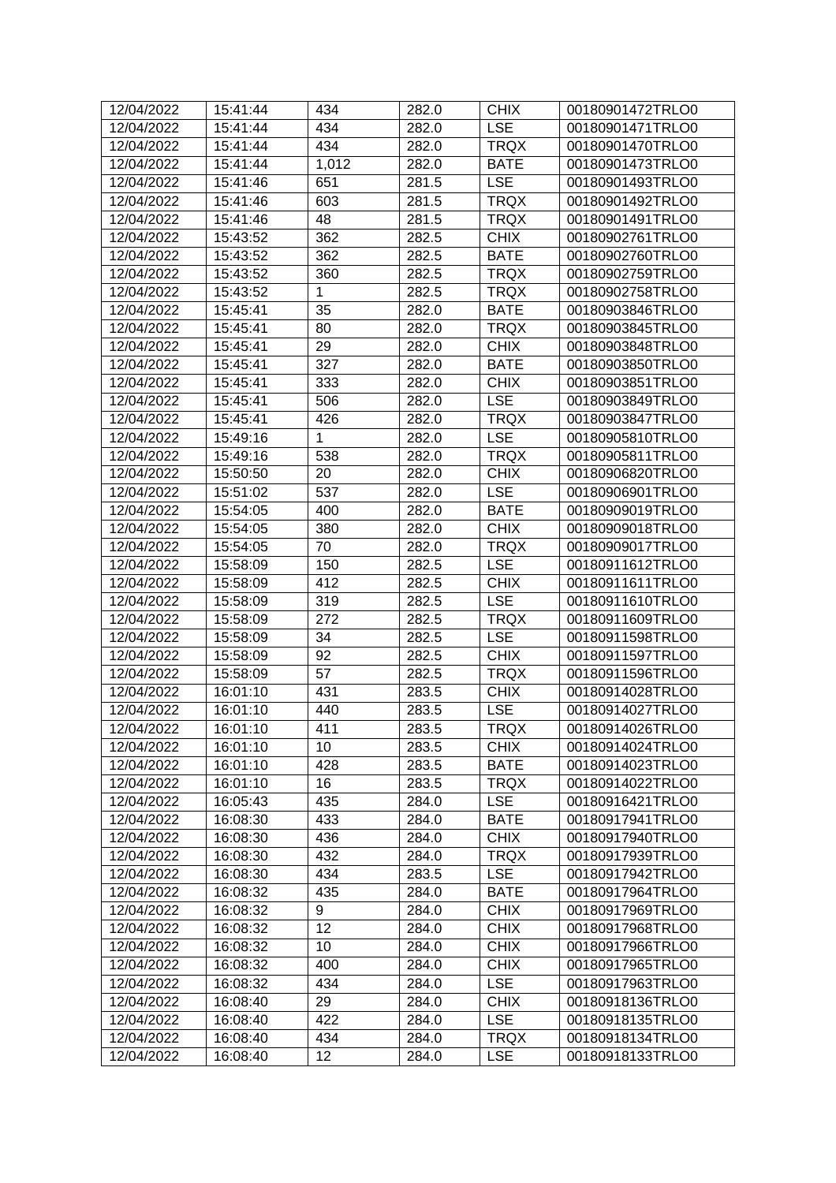| 12/04/2022 | 15:41:44 | 434 | 282.0 | CHIX | 00180901472TRLO0 |
|---|---|---|---|---|---|
| 12/04/2022 | 15:41:44 | 434 | 282.0 | LSE | 00180901471TRLO0 |
| 12/04/2022 | 15:41:44 | 434 | 282.0 | TRQX | 00180901470TRLO0 |
| 12/04/2022 | 15:41:44 | 1,012 | 282.0 | BATE | 00180901473TRLO0 |
| 12/04/2022 | 15:41:46 | 651 | 281.5 | LSE | 00180901493TRLO0 |
| 12/04/2022 | 15:41:46 | 603 | 281.5 | TRQX | 00180901492TRLO0 |
| 12/04/2022 | 15:41:46 | 48 | 281.5 | TRQX | 00180901491TRLO0 |
| 12/04/2022 | 15:43:52 | 362 | 282.5 | CHIX | 00180902761TRLO0 |
| 12/04/2022 | 15:43:52 | 362 | 282.5 | BATE | 00180902760TRLO0 |
| 12/04/2022 | 15:43:52 | 360 | 282.5 | TRQX | 00180902759TRLO0 |
| 12/04/2022 | 15:43:52 | 1 | 282.5 | TRQX | 00180902758TRLO0 |
| 12/04/2022 | 15:45:41 | 35 | 282.0 | BATE | 00180903846TRLO0 |
| 12/04/2022 | 15:45:41 | 80 | 282.0 | TRQX | 00180903845TRLO0 |
| 12/04/2022 | 15:45:41 | 29 | 282.0 | CHIX | 00180903848TRLO0 |
| 12/04/2022 | 15:45:41 | 327 | 282.0 | BATE | 00180903850TRLO0 |
| 12/04/2022 | 15:45:41 | 333 | 282.0 | CHIX | 00180903851TRLO0 |
| 12/04/2022 | 15:45:41 | 506 | 282.0 | LSE | 00180903849TRLO0 |
| 12/04/2022 | 15:45:41 | 426 | 282.0 | TRQX | 00180903847TRLO0 |
| 12/04/2022 | 15:49:16 | 1 | 282.0 | LSE | 00180905810TRLO0 |
| 12/04/2022 | 15:49:16 | 538 | 282.0 | TRQX | 00180905811TRLO0 |
| 12/04/2022 | 15:50:50 | 20 | 282.0 | CHIX | 00180906820TRLO0 |
| 12/04/2022 | 15:51:02 | 537 | 282.0 | LSE | 00180906901TRLO0 |
| 12/04/2022 | 15:54:05 | 400 | 282.0 | BATE | 00180909019TRLO0 |
| 12/04/2022 | 15:54:05 | 380 | 282.0 | CHIX | 00180909018TRLO0 |
| 12/04/2022 | 15:54:05 | 70 | 282.0 | TRQX | 00180909017TRLO0 |
| 12/04/2022 | 15:58:09 | 150 | 282.5 | LSE | 00180911612TRLO0 |
| 12/04/2022 | 15:58:09 | 412 | 282.5 | CHIX | 00180911611TRLO0 |
| 12/04/2022 | 15:58:09 | 319 | 282.5 | LSE | 00180911610TRLO0 |
| 12/04/2022 | 15:58:09 | 272 | 282.5 | TRQX | 00180911609TRLO0 |
| 12/04/2022 | 15:58:09 | 34 | 282.5 | LSE | 00180911598TRLO0 |
| 12/04/2022 | 15:58:09 | 92 | 282.5 | CHIX | 00180911597TRLO0 |
| 12/04/2022 | 15:58:09 | 57 | 282.5 | TRQX | 00180911596TRLO0 |
| 12/04/2022 | 16:01:10 | 431 | 283.5 | CHIX | 00180914028TRLO0 |
| 12/04/2022 | 16:01:10 | 440 | 283.5 | LSE | 00180914027TRLO0 |
| 12/04/2022 | 16:01:10 | 411 | 283.5 | TRQX | 00180914026TRLO0 |
| 12/04/2022 | 16:01:10 | 10 | 283.5 | CHIX | 00180914024TRLO0 |
| 12/04/2022 | 16:01:10 | 428 | 283.5 | BATE | 00180914023TRLO0 |
| 12/04/2022 | 16:01:10 | 16 | 283.5 | TRQX | 00180914022TRLO0 |
| 12/04/2022 | 16:05:43 | 435 | 284.0 | LSE | 00180916421TRLO0 |
| 12/04/2022 | 16:08:30 | 433 | 284.0 | BATE | 00180917941TRLO0 |
| 12/04/2022 | 16:08:30 | 436 | 284.0 | CHIX | 00180917940TRLO0 |
| 12/04/2022 | 16:08:30 | 432 | 284.0 | TRQX | 00180917939TRLO0 |
| 12/04/2022 | 16:08:30 | 434 | 283.5 | LSE | 00180917942TRLO0 |
| 12/04/2022 | 16:08:32 | 435 | 284.0 | BATE | 00180917964TRLO0 |
| 12/04/2022 | 16:08:32 | 9 | 284.0 | CHIX | 00180917969TRLO0 |
| 12/04/2022 | 16:08:32 | 12 | 284.0 | CHIX | 00180917968TRLO0 |
| 12/04/2022 | 16:08:32 | 10 | 284.0 | CHIX | 00180917966TRLO0 |
| 12/04/2022 | 16:08:32 | 400 | 284.0 | CHIX | 00180917965TRLO0 |
| 12/04/2022 | 16:08:32 | 434 | 284.0 | LSE | 00180917963TRLO0 |
| 12/04/2022 | 16:08:40 | 29 | 284.0 | CHIX | 00180918136TRLO0 |
| 12/04/2022 | 16:08:40 | 422 | 284.0 | LSE | 00180918135TRLO0 |
| 12/04/2022 | 16:08:40 | 434 | 284.0 | TRQX | 00180918134TRLO0 |
| 12/04/2022 | 16:08:40 | 12 | 284.0 | LSE | 00180918133TRLO0 |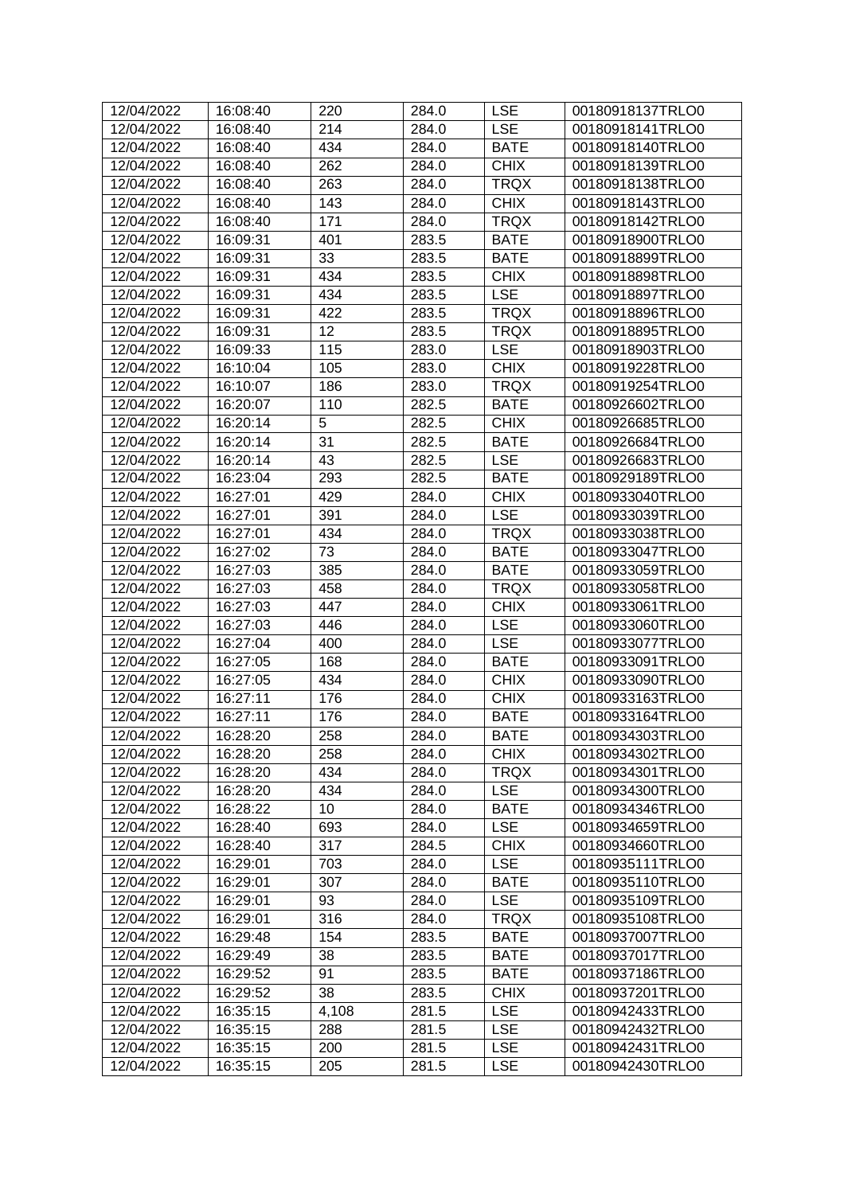| 12/04/2022 | 16:08:40 | 220 | 284.0 | LSE | 00180918137TRLO0 |
|---|---|---|---|---|---|
| 12/04/2022 | 16:08:40 | 214 | 284.0 | LSE | 00180918141TRLO0 |
| 12/04/2022 | 16:08:40 | 434 | 284.0 | BATE | 00180918140TRLO0 |
| 12/04/2022 | 16:08:40 | 262 | 284.0 | CHIX | 00180918139TRLO0 |
| 12/04/2022 | 16:08:40 | 263 | 284.0 | TRQX | 00180918138TRLO0 |
| 12/04/2022 | 16:08:40 | 143 | 284.0 | CHIX | 00180918143TRLO0 |
| 12/04/2022 | 16:08:40 | 171 | 284.0 | TRQX | 00180918142TRLO0 |
| 12/04/2022 | 16:09:31 | 401 | 283.5 | BATE | 00180918900TRLO0 |
| 12/04/2022 | 16:09:31 | 33 | 283.5 | BATE | 00180918899TRLO0 |
| 12/04/2022 | 16:09:31 | 434 | 283.5 | CHIX | 00180918898TRLO0 |
| 12/04/2022 | 16:09:31 | 434 | 283.5 | LSE | 00180918897TRLO0 |
| 12/04/2022 | 16:09:31 | 422 | 283.5 | TRQX | 00180918896TRLO0 |
| 12/04/2022 | 16:09:31 | 12 | 283.5 | TRQX | 00180918895TRLO0 |
| 12/04/2022 | 16:09:33 | 115 | 283.0 | LSE | 00180918903TRLO0 |
| 12/04/2022 | 16:10:04 | 105 | 283.0 | CHIX | 00180919228TRLO0 |
| 12/04/2022 | 16:10:07 | 186 | 283.0 | TRQX | 00180919254TRLO0 |
| 12/04/2022 | 16:20:07 | 110 | 282.5 | BATE | 00180926602TRLO0 |
| 12/04/2022 | 16:20:14 | 5 | 282.5 | CHIX | 00180926685TRLO0 |
| 12/04/2022 | 16:20:14 | 31 | 282.5 | BATE | 00180926684TRLO0 |
| 12/04/2022 | 16:20:14 | 43 | 282.5 | LSE | 00180926683TRLO0 |
| 12/04/2022 | 16:23:04 | 293 | 282.5 | BATE | 00180929189TRLO0 |
| 12/04/2022 | 16:27:01 | 429 | 284.0 | CHIX | 00180933040TRLO0 |
| 12/04/2022 | 16:27:01 | 391 | 284.0 | LSE | 00180933039TRLO0 |
| 12/04/2022 | 16:27:01 | 434 | 284.0 | TRQX | 00180933038TRLO0 |
| 12/04/2022 | 16:27:02 | 73 | 284.0 | BATE | 00180933047TRLO0 |
| 12/04/2022 | 16:27:03 | 385 | 284.0 | BATE | 00180933059TRLO0 |
| 12/04/2022 | 16:27:03 | 458 | 284.0 | TRQX | 00180933058TRLO0 |
| 12/04/2022 | 16:27:03 | 447 | 284.0 | CHIX | 00180933061TRLO0 |
| 12/04/2022 | 16:27:03 | 446 | 284.0 | LSE | 00180933060TRLO0 |
| 12/04/2022 | 16:27:04 | 400 | 284.0 | LSE | 00180933077TRLO0 |
| 12/04/2022 | 16:27:05 | 168 | 284.0 | BATE | 00180933091TRLO0 |
| 12/04/2022 | 16:27:05 | 434 | 284.0 | CHIX | 00180933090TRLO0 |
| 12/04/2022 | 16:27:11 | 176 | 284.0 | CHIX | 00180933163TRLO0 |
| 12/04/2022 | 16:27:11 | 176 | 284.0 | BATE | 00180933164TRLO0 |
| 12/04/2022 | 16:28:20 | 258 | 284.0 | BATE | 00180934303TRLO0 |
| 12/04/2022 | 16:28:20 | 258 | 284.0 | CHIX | 00180934302TRLO0 |
| 12/04/2022 | 16:28:20 | 434 | 284.0 | TRQX | 00180934301TRLO0 |
| 12/04/2022 | 16:28:20 | 434 | 284.0 | LSE | 00180934300TRLO0 |
| 12/04/2022 | 16:28:22 | 10 | 284.0 | BATE | 00180934346TRLO0 |
| 12/04/2022 | 16:28:40 | 693 | 284.0 | LSE | 00180934659TRLO0 |
| 12/04/2022 | 16:28:40 | 317 | 284.5 | CHIX | 00180934660TRLO0 |
| 12/04/2022 | 16:29:01 | 703 | 284.0 | LSE | 00180935111TRLO0 |
| 12/04/2022 | 16:29:01 | 307 | 284.0 | BATE | 00180935110TRLO0 |
| 12/04/2022 | 16:29:01 | 93 | 284.0 | LSE | 00180935109TRLO0 |
| 12/04/2022 | 16:29:01 | 316 | 284.0 | TRQX | 00180935108TRLO0 |
| 12/04/2022 | 16:29:48 | 154 | 283.5 | BATE | 00180937007TRLO0 |
| 12/04/2022 | 16:29:49 | 38 | 283.5 | BATE | 00180937017TRLO0 |
| 12/04/2022 | 16:29:52 | 91 | 283.5 | BATE | 00180937186TRLO0 |
| 12/04/2022 | 16:29:52 | 38 | 283.5 | CHIX | 00180937201TRLO0 |
| 12/04/2022 | 16:35:15 | 4,108 | 281.5 | LSE | 00180942433TRLO0 |
| 12/04/2022 | 16:35:15 | 288 | 281.5 | LSE | 00180942432TRLO0 |
| 12/04/2022 | 16:35:15 | 200 | 281.5 | LSE | 00180942431TRLO0 |
| 12/04/2022 | 16:35:15 | 205 | 281.5 | LSE | 00180942430TRLO0 |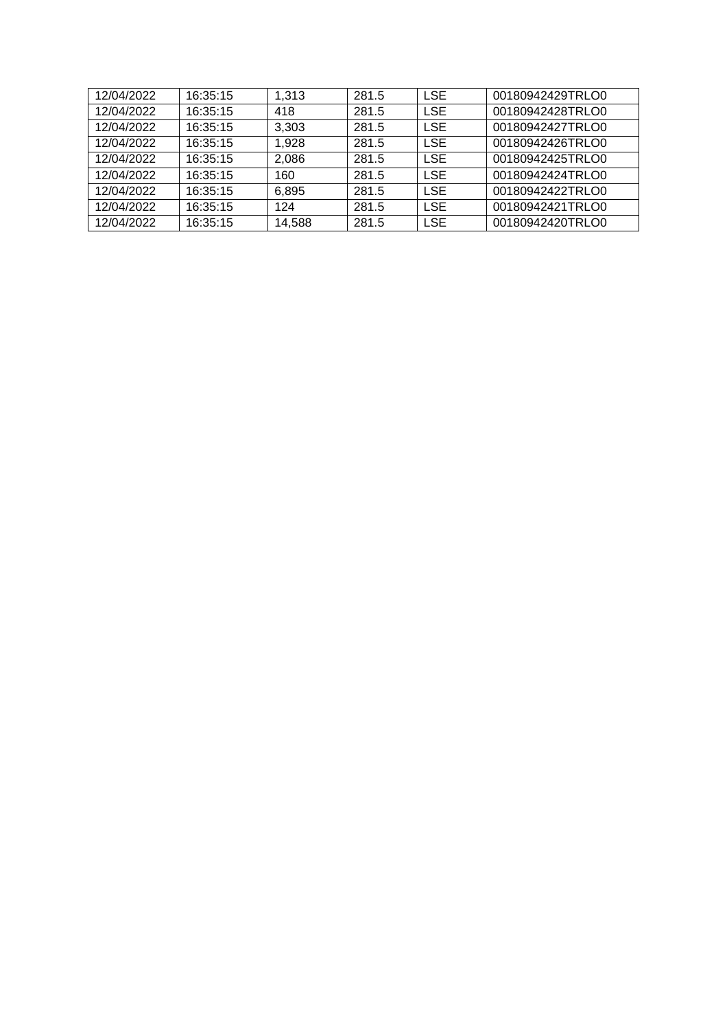| | | | | | |
|---|---|---|---|---|---|
| 12/04/2022 | 16:35:15 | 1,313 | 281.5 | LSE | 00180942429TRLO0 |
| 12/04/2022 | 16:35:15 | 418 | 281.5 | LSE | 00180942428TRLO0 |
| 12/04/2022 | 16:35:15 | 3,303 | 281.5 | LSE | 00180942427TRLO0 |
| 12/04/2022 | 16:35:15 | 1,928 | 281.5 | LSE | 00180942426TRLO0 |
| 12/04/2022 | 16:35:15 | 2,086 | 281.5 | LSE | 00180942425TRLO0 |
| 12/04/2022 | 16:35:15 | 160 | 281.5 | LSE | 00180942424TRLO0 |
| 12/04/2022 | 16:35:15 | 6,895 | 281.5 | LSE | 00180942422TRLO0 |
| 12/04/2022 | 16:35:15 | 124 | 281.5 | LSE | 00180942421TRLO0 |
| 12/04/2022 | 16:35:15 | 14,588 | 281.5 | LSE | 00180942420TRLO0 |